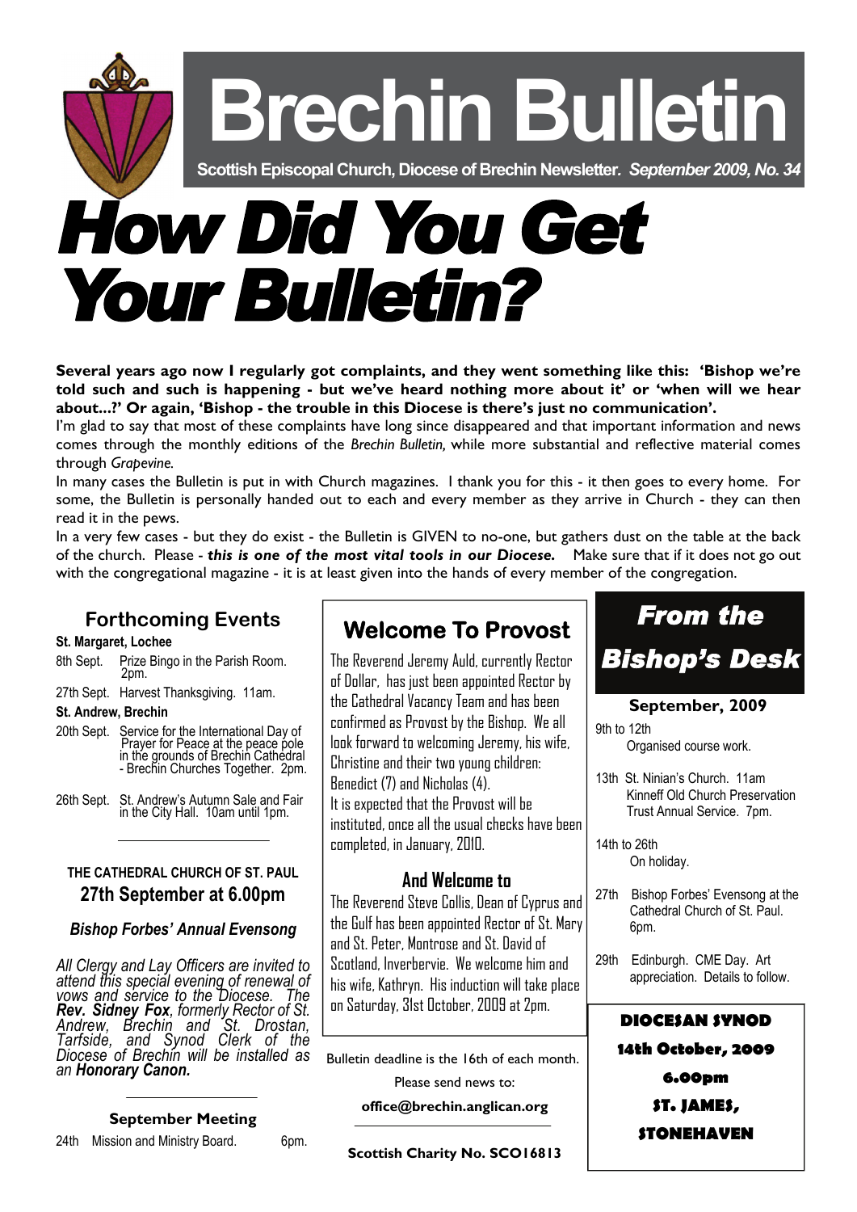# Brechin Bulletin

**Scottish Episcopal Church, Diocese of Brechin Newsletter.** ***September 2009, No. 34***

# How Did You Get Your Bulletin?

**Several years ago now I regularly got complaints, and they went something like this: 'Bishop we're told such and such is happening - but we've heard nothing more about it' or 'when will we hear about...?' Or again, 'Bishop - the trouble in this Diocese is there's just no communication'.**

I'm glad to say that most of these complaints have long since disappeared and that important information and news comes through the monthly editions of the *Brechin Bulletin,* while more substantial and reflective material comes through *Grapevine.*

In many cases the Bulletin is put in with Church magazines. I thank you for this - it then goes to every home. For some, the Bulletin is personally handed out to each and every member as they arrive in Church - they can then read it in the pews.

In a very few cases - but they do exist - the Bulletin is GIVEN to no-one, but gathers dust on the table at the back of the church. Please - ***this is one of the most vital tools in our Diocese.*** Make sure that if it does not go out with the congregational magazine - it is at least given into the hands of every member of the congregation.

## Forthcoming Events

**St. Margaret, Lochee**

- 8th Sept. Prize Bingo in the Parish Room. 2pm.
- 27th Sept. Harvest Thanksgiving. 11am.

**St. Andrew, Brechin**

- 20th Sept. Service for the International Day of Prayer for Peace at the peace pole in the grounds of Brechin Cathedral - Brechin Churches Together. 2pm.
- 26th Sept. St. Andrew's Autumn Sale and Fair in the City Hall. 10am until 1pm.

**THE CATHEDRAL CHURCH OF ST. PAUL**

**27th September at 6.00pm**

***Bishop Forbes' Annual Evensong***

*All Clergy and Lay Officers are invited to attend this special evening of renewal of vows and service to the Diocese. The* ***Rev. Sidney Fox****, formerly Rector of St. Andrew, Brechin and St. Drostan, Tarfside, and Synod Clerk of the Diocese of Brechin will be installed as an* ***Honorary Canon.***

**September Meeting**

24th Mission and Ministry Board. 6pm.

## Welcome To Provost

The Reverend Jeremy Auld, currently Rector of Dollar, has just been appointed Rector by the Cathedral Vacancy Team and has been confirmed as Provost by the Bishop. We all look forward to welcoming Jeremy, his wife, Christine and their two young children: Benedict (7) and Nicholas (4).

It is expected that the Provost will be instituted, once all the usual checks have been completed, in January, 2010.

## And Welcome to

The Reverend Steve Collis, Dean of Cyprus and the Gulf has been appointed Rector of St. Mary and St. Peter, Montrose and St. David of Scotland, Inverbervie. We welcome him and his wife, Kathryn. His induction will take place on Saturday, 31st October, 2009 at 2pm.

Bulletin deadline is the 16th of each month.

Please send news to:

**office@brechin.anglican.org**

**Scottish Charity No. SCO16813**

## From the Bishop's Desk

**September, 2009**

- 9th to 12th
  Organised course work.
- 13th St. Ninian's Church. 11am
  Kinneff Old Church Preservation Trust Annual Service. 7pm.
- 14th to 26th
  On holiday.
- 27th Bishop Forbes' Evensong at the Cathedral Church of St. Paul. 6pm.
- 29th Edinburgh. CME Day. Art appreciation. Details to follow.

**DIOCESAN SYNOD**

**14th October, 2009**

**6.00pm**

**ST. JAMES, STONEHAVEN**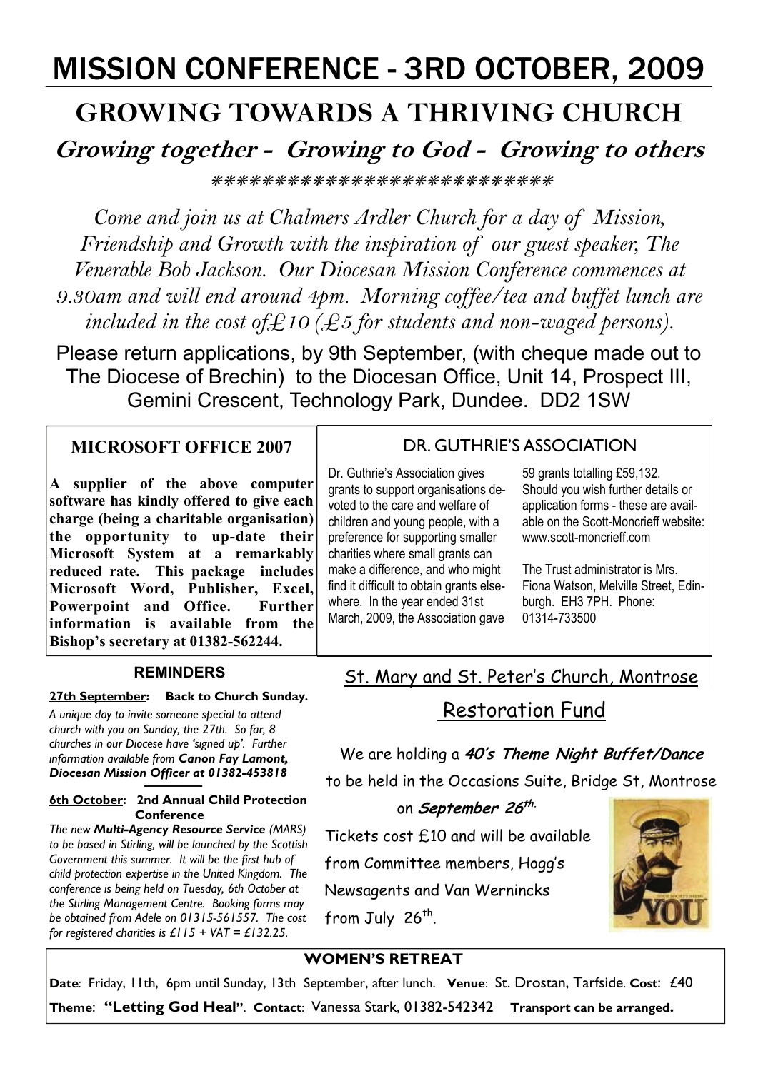# MISSION CONFERENCE - 3RD OCTOBER, 2009

## GROWING TOWARDS A THRIVING CHURCH

***Growing together - Growing to God - Growing to others***

***************************

*Come and join us at Chalmers Ardler Church for a day of Mission, Friendship and Growth with the inspiration of our guest speaker, The Venerable Bob Jackson. Our Diocesan Mission Conference commences at 9.30am and will end around 4pm. Morning coffee/tea and buffet lunch are included in the cost of £10 (£5 for students and non-waged persons).*

Please return applications, by 9th September, (with cheque made out to The Diocese of Brechin) to the Diocesan Office, Unit 14, Prospect III, Gemini Crescent, Technology Park, Dundee. DD2 1SW

### MICROSOFT OFFICE 2007

**A supplier of the above computer software has kindly offered to give each charge (being a charitable organisation) the opportunity to up-date their Microsoft System at a remarkably reduced rate. This package includes Microsoft Word, Publisher, Excel, Powerpoint and Office. Further information is available from the Bishop's secretary at 01382-562244.**

### DR. GUTHRIE'S ASSOCIATION

Dr. Guthrie's Association gives grants to support organisations devoted to the care and welfare of children and young people, with a preference for supporting smaller charities where small grants can make a difference, and who might find it difficult to obtain grants elsewhere. In the year ended 31st March, 2009, the Association gave 59 grants totalling £59,132. Should you wish further details or application forms - these are available on the Scott-Moncrieff website: www.scott-moncrieff.com

The Trust administrator is Mrs. Fiona Watson, Melville Street, Edinburgh. EH3 7PH. Phone: 01314-733500

### REMINDERS

**27th September: Back to Church Sunday.**

*A unique day to invite someone special to attend church with you on Sunday, the 27th. So far, 8 churches in our Diocese have 'signed up'. Further information available from **Canon Fay Lamont, Diocesan Mission Officer at 01382-453818***

**6th October: 2nd Annual Child Protection Conference**

*The new **Multi-Agency Resource Service** (MARS) to be based in Stirling, will be launched by the Scottish Government this summer. It will be the first hub of child protection expertise in the United Kingdom. The conference is being held on Tuesday, 6th October at the Stirling Management Centre. Booking forms may be obtained from Adele on 01315-561557. The cost for registered charities is £115 + VAT = £132.25.*

### St. Mary and St. Peter's Church, Montrose

### Restoration Fund

We are holding a **40's Theme Night Buffet/Dance** to be held in the Occasions Suite, Bridge St, Montrose on ***September 26th.***

Tickets cost £10 and will be available from Committee members, Hogg's Newsagents and Van Wernincks from July 26th.

### WOMEN'S RETREAT

**Date**: Friday, 11th, 6pm until Sunday, 13th September, after lunch. **Venue**: St. Drostan, Tarfside. **Cost**: £40

**Theme**: **"Letting God Heal"**. **Contact**: Vanessa Stark, 01382-542342 **Transport can be arranged.**